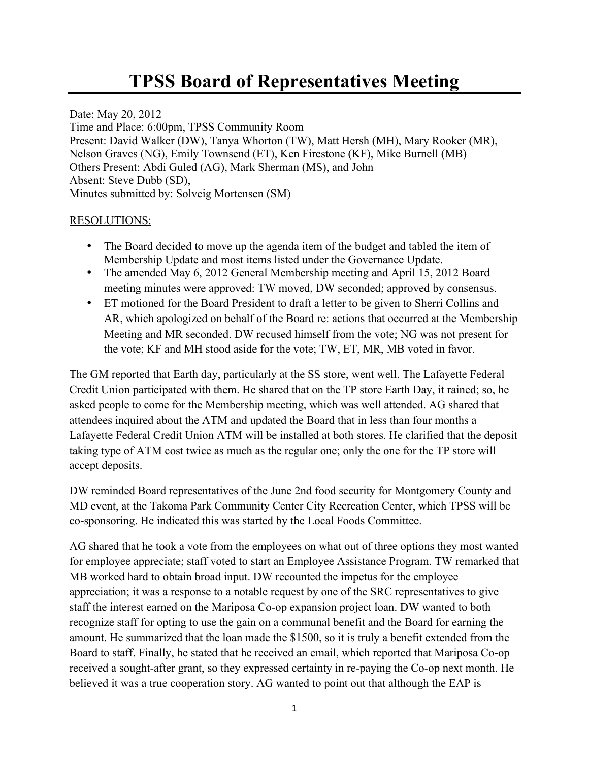# TPSS Board of Representatives Meeting

Date: May 20, 2012
Time and Place: 6:00pm, TPSS Community Room
Present: David Walker (DW), Tanya Whorton (TW), Matt Hersh (MH), Mary Rooker (MR), Nelson Graves (NG), Emily Townsend (ET), Ken Firestone (KF), Mike Burnell (MB)
Others Present: Abdi Guled (AG), Mark Sherman (MS), and John
Absent: Steve Dubb (SD),
Minutes submitted by: Solveig Mortensen (SM)

RESOLUTIONS:

- The Board decided to move up the agenda item of the budget and tabled the item of Membership Update and most items listed under the Governance Update.
- The amended May 6, 2012 General Membership meeting and April 15, 2012 Board meeting minutes were approved: TW moved, DW seconded; approved by consensus.
- ET motioned for the Board President to draft a letter to be given to Sherri Collins and AR, which apologized on behalf of the Board re: actions that occurred at the Membership Meeting and MR seconded. DW recused himself from the vote; NG was not present for the vote; KF and MH stood aside for the vote; TW, ET, MR, MB voted in favor.

The GM reported that Earth day, particularly at the SS store, went well. The Lafayette Federal Credit Union participated with them. He shared that on the TP store Earth Day, it rained; so, he asked people to come for the Membership meeting, which was well attended. AG shared that attendees inquired about the ATM and updated the Board that in less than four months a Lafayette Federal Credit Union ATM will be installed at both stores. He clarified that the deposit taking type of ATM cost twice as much as the regular one; only the one for the TP store will accept deposits.

DW reminded Board representatives of the June 2nd food security for Montgomery County and MD event, at the Takoma Park Community Center City Recreation Center, which TPSS will be co-sponsoring. He indicated this was started by the Local Foods Committee.

AG shared that he took a vote from the employees on what out of three options they most wanted for employee appreciate; staff voted to start an Employee Assistance Program. TW remarked that MB worked hard to obtain broad input. DW recounted the impetus for the employee appreciation; it was a response to a notable request by one of the SRC representatives to give staff the interest earned on the Mariposa Co-op expansion project loan. DW wanted to both recognize staff for opting to use the gain on a communal benefit and the Board for earning the amount. He summarized that the loan made the $1500, so it is truly a benefit extended from the Board to staff. Finally, he stated that he received an email, which reported that Mariposa Co-op received a sought-after grant, so they expressed certainty in re-paying the Co-op next month. He believed it was a true cooperation story. AG wanted to point out that although the EAP is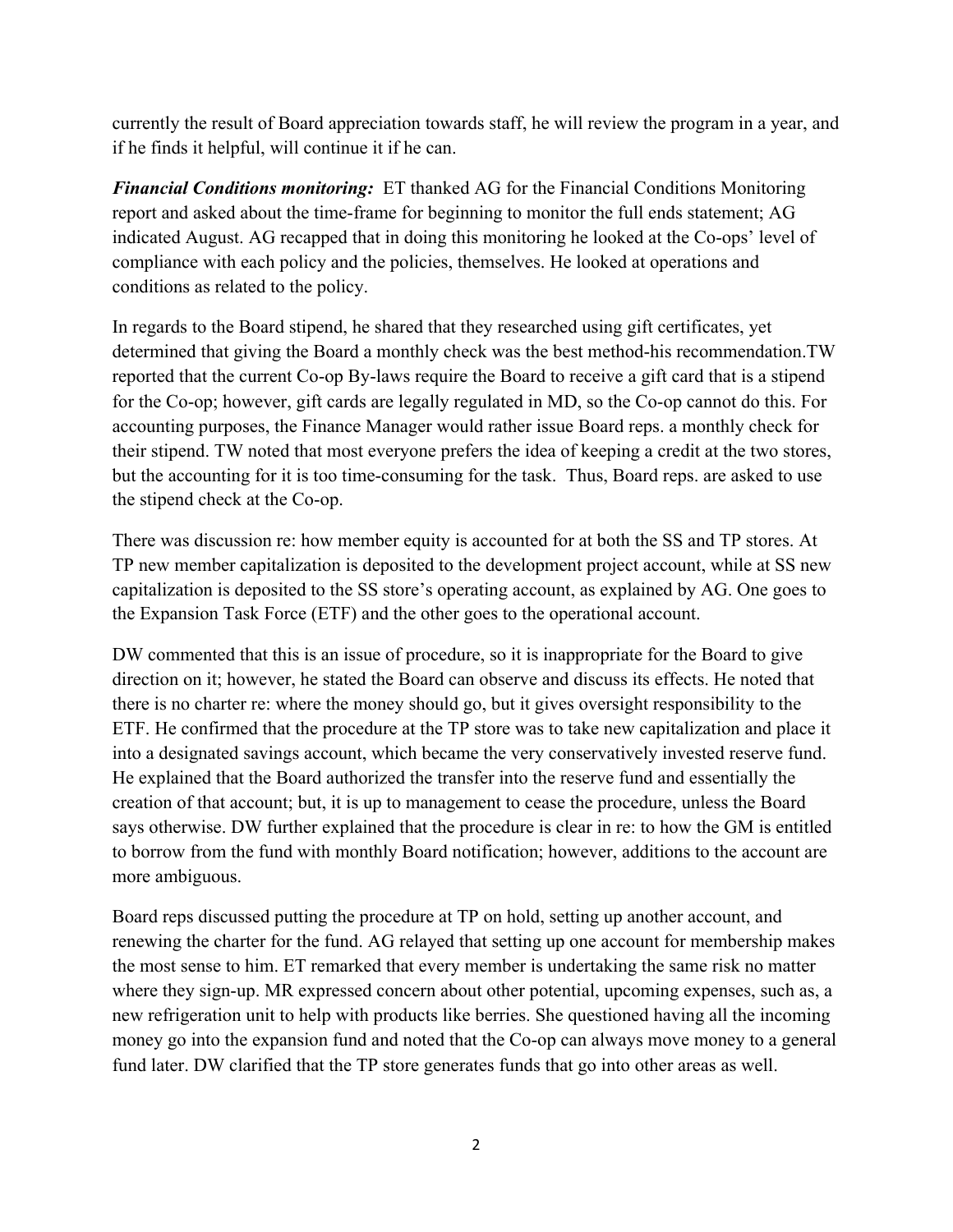currently the result of Board appreciation towards staff, he will review the program in a year, and if he finds it helpful, will continue it if he can.

***Financial Conditions monitoring:*** ET thanked AG for the Financial Conditions Monitoring report and asked about the time-frame for beginning to monitor the full ends statement; AG indicated August. AG recapped that in doing this monitoring he looked at the Co-ops' level of compliance with each policy and the policies, themselves. He looked at operations and conditions as related to the policy.

In regards to the Board stipend, he shared that they researched using gift certificates, yet determined that giving the Board a monthly check was the best method-his recommendation.TW reported that the current Co-op By-laws require the Board to receive a gift card that is a stipend for the Co-op; however, gift cards are legally regulated in MD, so the Co-op cannot do this. For accounting purposes, the Finance Manager would rather issue Board reps. a monthly check for their stipend. TW noted that most everyone prefers the idea of keeping a credit at the two stores, but the accounting for it is too time-consuming for the task. Thus, Board reps. are asked to use the stipend check at the Co-op.

There was discussion re: how member equity is accounted for at both the SS and TP stores. At TP new member capitalization is deposited to the development project account, while at SS new capitalization is deposited to the SS store's operating account, as explained by AG. One goes to the Expansion Task Force (ETF) and the other goes to the operational account.

DW commented that this is an issue of procedure, so it is inappropriate for the Board to give direction on it; however, he stated the Board can observe and discuss its effects. He noted that there is no charter re: where the money should go, but it gives oversight responsibility to the ETF. He confirmed that the procedure at the TP store was to take new capitalization and place it into a designated savings account, which became the very conservatively invested reserve fund. He explained that the Board authorized the transfer into the reserve fund and essentially the creation of that account; but, it is up to management to cease the procedure, unless the Board says otherwise. DW further explained that the procedure is clear in re: to how the GM is entitled to borrow from the fund with monthly Board notification; however, additions to the account are more ambiguous.

Board reps discussed putting the procedure at TP on hold, setting up another account, and renewing the charter for the fund. AG relayed that setting up one account for membership makes the most sense to him. ET remarked that every member is undertaking the same risk no matter where they sign-up. MR expressed concern about other potential, upcoming expenses, such as, a new refrigeration unit to help with products like berries. She questioned having all the incoming money go into the expansion fund and noted that the Co-op can always move money to a general fund later. DW clarified that the TP store generates funds that go into other areas as well.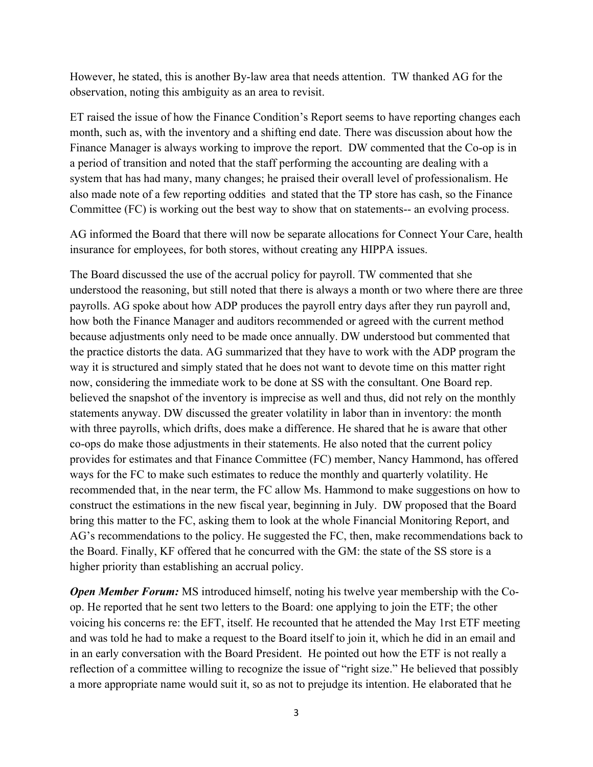However, he stated, this is another By-law area that needs attention. TW thanked AG for the observation, noting this ambiguity as an area to revisit.

ET raised the issue of how the Finance Condition's Report seems to have reporting changes each month, such as, with the inventory and a shifting end date. There was discussion about how the Finance Manager is always working to improve the report. DW commented that the Co-op is in a period of transition and noted that the staff performing the accounting are dealing with a system that has had many, many changes; he praised their overall level of professionalism. He also made note of a few reporting oddities and stated that the TP store has cash, so the Finance Committee (FC) is working out the best way to show that on statements-- an evolving process.

AG informed the Board that there will now be separate allocations for Connect Your Care, health insurance for employees, for both stores, without creating any HIPPA issues.

The Board discussed the use of the accrual policy for payroll. TW commented that she understood the reasoning, but still noted that there is always a month or two where there are three payrolls. AG spoke about how ADP produces the payroll entry days after they run payroll and, how both the Finance Manager and auditors recommended or agreed with the current method because adjustments only need to be made once annually. DW understood but commented that the practice distorts the data. AG summarized that they have to work with the ADP program the way it is structured and simply stated that he does not want to devote time on this matter right now, considering the immediate work to be done at SS with the consultant. One Board rep. believed the snapshot of the inventory is imprecise as well and thus, did not rely on the monthly statements anyway. DW discussed the greater volatility in labor than in inventory: the month with three payrolls, which drifts, does make a difference. He shared that he is aware that other co-ops do make those adjustments in their statements. He also noted that the current policy provides for estimates and that Finance Committee (FC) member, Nancy Hammond, has offered ways for the FC to make such estimates to reduce the monthly and quarterly volatility. He recommended that, in the near term, the FC allow Ms. Hammond to make suggestions on how to construct the estimations in the new fiscal year, beginning in July. DW proposed that the Board bring this matter to the FC, asking them to look at the whole Financial Monitoring Report, and AG's recommendations to the policy. He suggested the FC, then, make recommendations back to the Board. Finally, KF offered that he concurred with the GM: the state of the SS store is a higher priority than establishing an accrual policy.

***Open Member Forum:*** MS introduced himself, noting his twelve year membership with the Co-op. He reported that he sent two letters to the Board: one applying to join the ETF; the other voicing his concerns re: the EFT, itself. He recounted that he attended the May 1rst ETF meeting and was told he had to make a request to the Board itself to join it, which he did in an email and in an early conversation with the Board President. He pointed out how the ETF is not really a reflection of a committee willing to recognize the issue of "right size." He believed that possibly a more appropriate name would suit it, so as not to prejudge its intention. He elaborated that he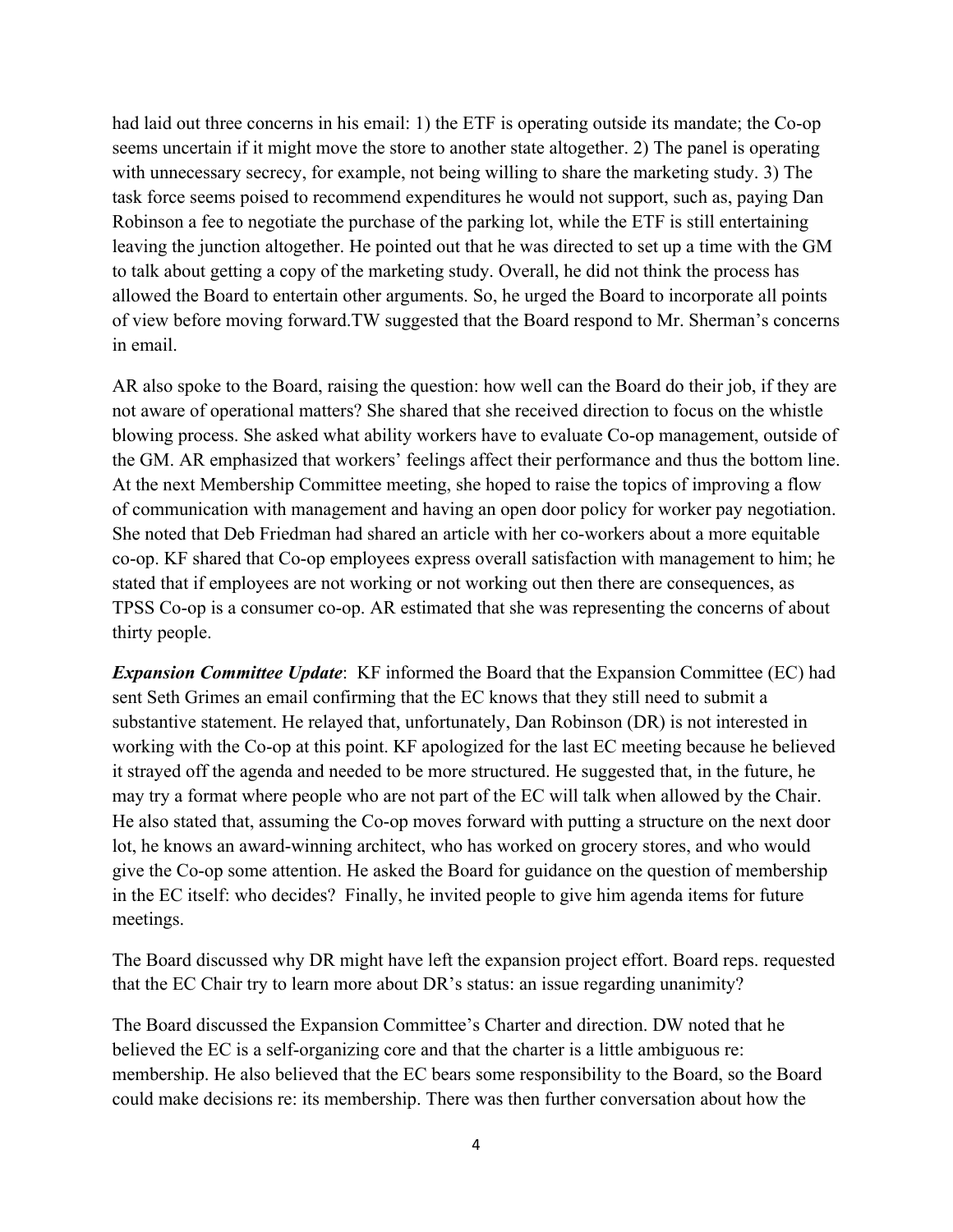had laid out three concerns in his email: 1) the ETF is operating outside its mandate; the Co-op seems uncertain if it might move the store to another state altogether. 2) The panel is operating with unnecessary secrecy, for example, not being willing to share the marketing study. 3) The task force seems poised to recommend expenditures he would not support, such as, paying Dan Robinson a fee to negotiate the purchase of the parking lot, while the ETF is still entertaining leaving the junction altogether. He pointed out that he was directed to set up a time with the GM to talk about getting a copy of the marketing study. Overall, he did not think the process has allowed the Board to entertain other arguments. So, he urged the Board to incorporate all points of view before moving forward.TW suggested that the Board respond to Mr. Sherman's concerns in email.

AR also spoke to the Board, raising the question: how well can the Board do their job, if they are not aware of operational matters? She shared that she received direction to focus on the whistle blowing process. She asked what ability workers have to evaluate Co-op management, outside of the GM. AR emphasized that workers' feelings affect their performance and thus the bottom line. At the next Membership Committee meeting, she hoped to raise the topics of improving a flow of communication with management and having an open door policy for worker pay negotiation. She noted that Deb Friedman had shared an article with her co-workers about a more equitable co-op. KF shared that Co-op employees express overall satisfaction with management to him; he stated that if employees are not working or not working out then there are consequences, as TPSS Co-op is a consumer co-op. AR estimated that she was representing the concerns of about thirty people.

***Expansion Committee Update***: KF informed the Board that the Expansion Committee (EC) had sent Seth Grimes an email confirming that the EC knows that they still need to submit a substantive statement. He relayed that, unfortunately, Dan Robinson (DR) is not interested in working with the Co-op at this point. KF apologized for the last EC meeting because he believed it strayed off the agenda and needed to be more structured. He suggested that, in the future, he may try a format where people who are not part of the EC will talk when allowed by the Chair. He also stated that, assuming the Co-op moves forward with putting a structure on the next door lot, he knows an award-winning architect, who has worked on grocery stores, and who would give the Co-op some attention. He asked the Board for guidance on the question of membership in the EC itself: who decides? Finally, he invited people to give him agenda items for future meetings.

The Board discussed why DR might have left the expansion project effort. Board reps. requested that the EC Chair try to learn more about DR's status: an issue regarding unanimity?

The Board discussed the Expansion Committee's Charter and direction. DW noted that he believed the EC is a self-organizing core and that the charter is a little ambiguous re: membership. He also believed that the EC bears some responsibility to the Board, so the Board could make decisions re: its membership. There was then further conversation about how the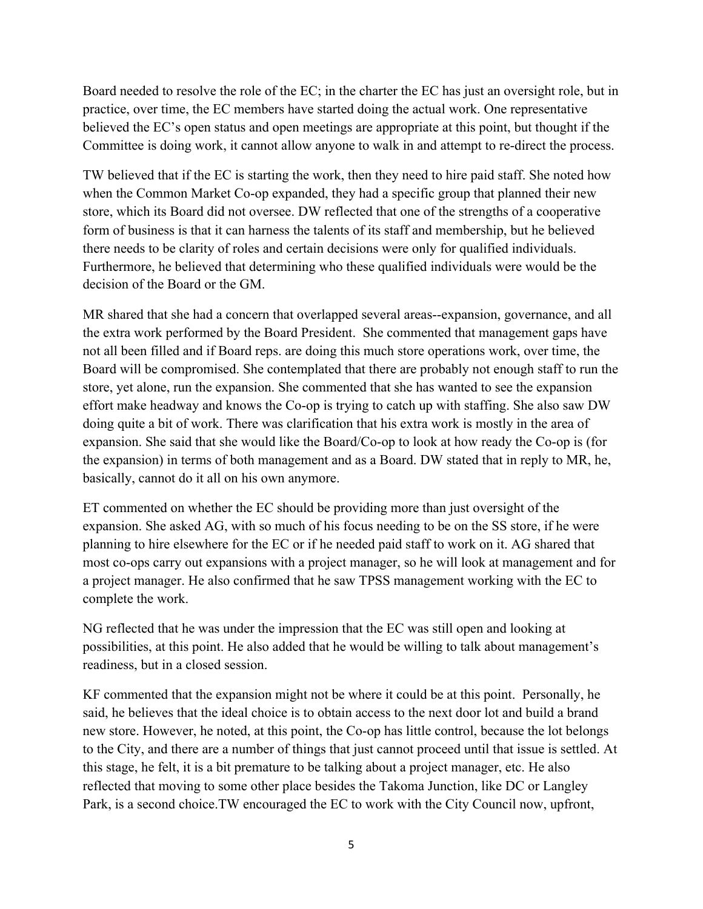Board needed to resolve the role of the EC; in the charter the EC has just an oversight role, but in practice, over time, the EC members have started doing the actual work. One representative believed the EC's open status and open meetings are appropriate at this point, but thought if the Committee is doing work, it cannot allow anyone to walk in and attempt to re-direct the process.

TW believed that if the EC is starting the work, then they need to hire paid staff. She noted how when the Common Market Co-op expanded, they had a specific group that planned their new store, which its Board did not oversee. DW reflected that one of the strengths of a cooperative form of business is that it can harness the talents of its staff and membership, but he believed there needs to be clarity of roles and certain decisions were only for qualified individuals. Furthermore, he believed that determining who these qualified individuals were would be the decision of the Board or the GM.

MR shared that she had a concern that overlapped several areas--expansion, governance, and all the extra work performed by the Board President. She commented that management gaps have not all been filled and if Board reps. are doing this much store operations work, over time, the Board will be compromised. She contemplated that there are probably not enough staff to run the store, yet alone, run the expansion. She commented that she has wanted to see the expansion effort make headway and knows the Co-op is trying to catch up with staffing. She also saw DW doing quite a bit of work. There was clarification that his extra work is mostly in the area of expansion. She said that she would like the Board/Co-op to look at how ready the Co-op is (for the expansion) in terms of both management and as a Board. DW stated that in reply to MR, he, basically, cannot do it all on his own anymore.

ET commented on whether the EC should be providing more than just oversight of the expansion. She asked AG, with so much of his focus needing to be on the SS store, if he were planning to hire elsewhere for the EC or if he needed paid staff to work on it. AG shared that most co-ops carry out expansions with a project manager, so he will look at management and for a project manager. He also confirmed that he saw TPSS management working with the EC to complete the work.

NG reflected that he was under the impression that the EC was still open and looking at possibilities, at this point. He also added that he would be willing to talk about management's readiness, but in a closed session.

KF commented that the expansion might not be where it could be at this point. Personally, he said, he believes that the ideal choice is to obtain access to the next door lot and build a brand new store. However, he noted, at this point, the Co-op has little control, because the lot belongs to the City, and there are a number of things that just cannot proceed until that issue is settled. At this stage, he felt, it is a bit premature to be talking about a project manager, etc. He also reflected that moving to some other place besides the Takoma Junction, like DC or Langley Park, is a second choice.TW encouraged the EC to work with the City Council now, upfront,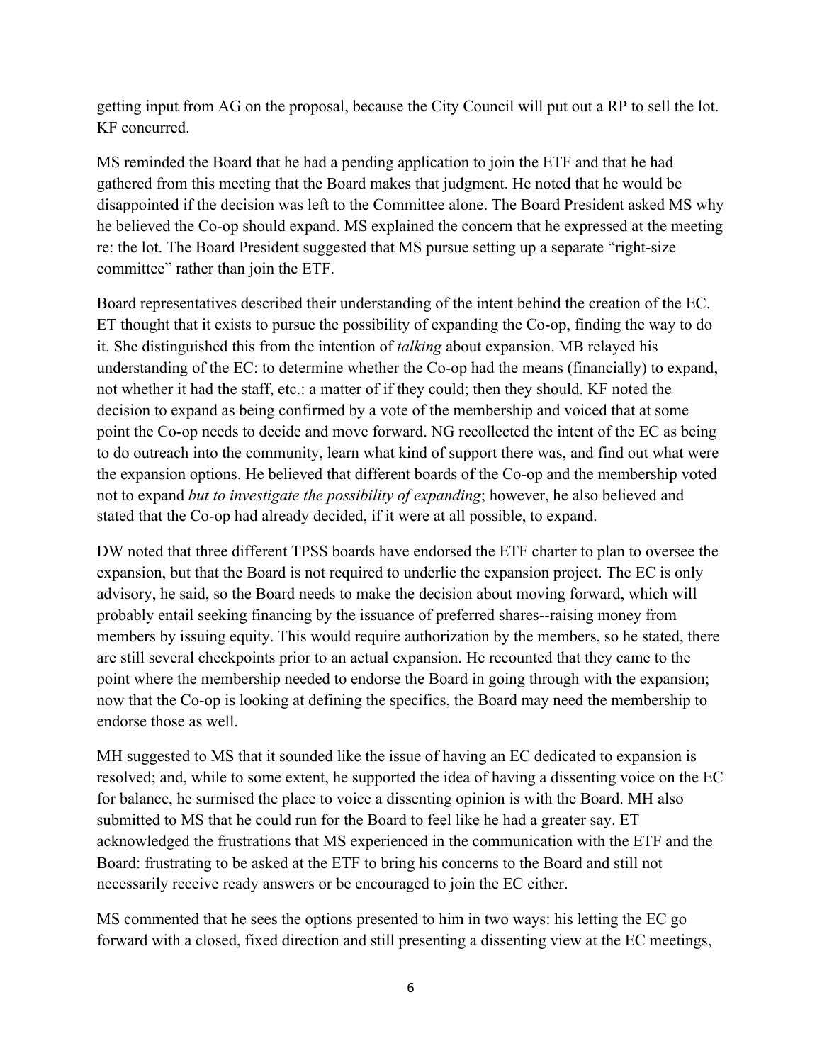getting input from AG on the proposal, because the City Council will put out a RP to sell the lot. KF concurred.

MS reminded the Board that he had a pending application to join the ETF and that he had gathered from this meeting that the Board makes that judgment. He noted that he would be disappointed if the decision was left to the Committee alone. The Board President asked MS why he believed the Co-op should expand. MS explained the concern that he expressed at the meeting re: the lot. The Board President suggested that MS pursue setting up a separate "right-size committee" rather than join the ETF.

Board representatives described their understanding of the intent behind the creation of the EC. ET thought that it exists to pursue the possibility of expanding the Co-op, finding the way to do it. She distinguished this from the intention of *talking* about expansion. MB relayed his understanding of the EC: to determine whether the Co-op had the means (financially) to expand, not whether it had the staff, etc.: a matter of if they could; then they should. KF noted the decision to expand as being confirmed by a vote of the membership and voiced that at some point the Co-op needs to decide and move forward. NG recollected the intent of the EC as being to do outreach into the community, learn what kind of support there was, and find out what were the expansion options. He believed that different boards of the Co-op and the membership voted not to expand *but to investigate the possibility of expanding*; however, he also believed and stated that the Co-op had already decided, if it were at all possible, to expand.

DW noted that three different TPSS boards have endorsed the ETF charter to plan to oversee the expansion, but that the Board is not required to underlie the expansion project. The EC is only advisory, he said, so the Board needs to make the decision about moving forward, which will probably entail seeking financing by the issuance of preferred shares--raising money from members by issuing equity. This would require authorization by the members, so he stated, there are still several checkpoints prior to an actual expansion. He recounted that they came to the point where the membership needed to endorse the Board in going through with the expansion; now that the Co-op is looking at defining the specifics, the Board may need the membership to endorse those as well.

MH suggested to MS that it sounded like the issue of having an EC dedicated to expansion is resolved; and, while to some extent, he supported the idea of having a dissenting voice on the EC for balance, he surmised the place to voice a dissenting opinion is with the Board. MH also submitted to MS that he could run for the Board to feel like he had a greater say. ET acknowledged the frustrations that MS experienced in the communication with the ETF and the Board: frustrating to be asked at the ETF to bring his concerns to the Board and still not necessarily receive ready answers or be encouraged to join the EC either.

MS commented that he sees the options presented to him in two ways: his letting the EC go forward with a closed, fixed direction and still presenting a dissenting view at the EC meetings,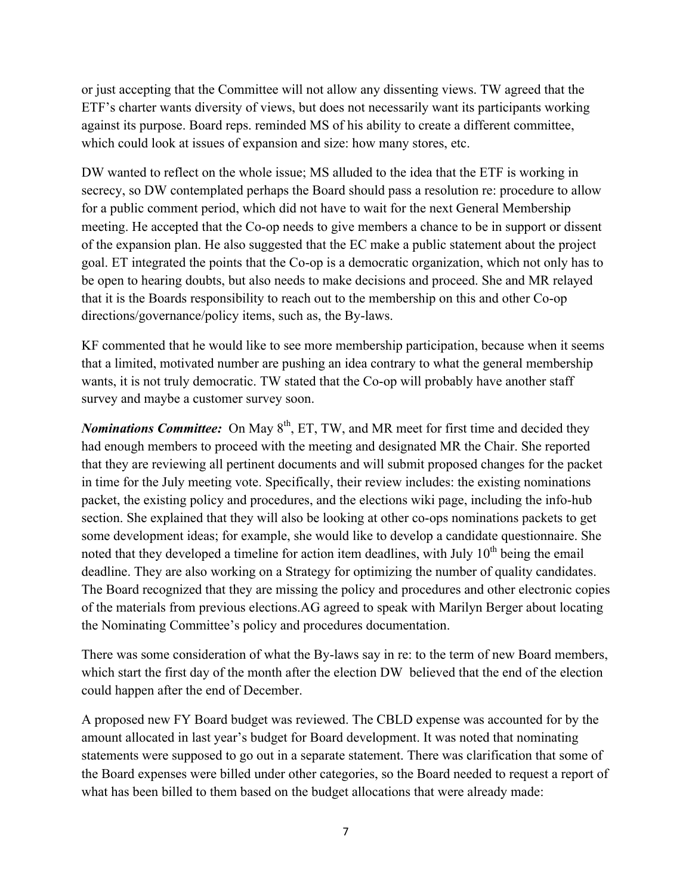or just accepting that the Committee will not allow any dissenting views. TW agreed that the ETF's charter wants diversity of views, but does not necessarily want its participants working against its purpose. Board reps. reminded MS of his ability to create a different committee, which could look at issues of expansion and size: how many stores, etc.

DW wanted to reflect on the whole issue; MS alluded to the idea that the ETF is working in secrecy, so DW contemplated perhaps the Board should pass a resolution re: procedure to allow for a public comment period, which did not have to wait for the next General Membership meeting. He accepted that the Co-op needs to give members a chance to be in support or dissent of the expansion plan. He also suggested that the EC make a public statement about the project goal. ET integrated the points that the Co-op is a democratic organization, which not only has to be open to hearing doubts, but also needs to make decisions and proceed. She and MR relayed that it is the Boards responsibility to reach out to the membership on this and other Co-op directions/governance/policy items, such as, the By-laws.

KF commented that he would like to see more membership participation, because when it seems that a limited, motivated number are pushing an idea contrary to what the general membership wants, it is not truly democratic. TW stated that the Co-op will probably have another staff survey and maybe a customer survey soon.

***Nominations Committee:*** On May 8th, ET, TW, and MR meet for first time and decided they had enough members to proceed with the meeting and designated MR the Chair. She reported that they are reviewing all pertinent documents and will submit proposed changes for the packet in time for the July meeting vote. Specifically, their review includes: the existing nominations packet, the existing policy and procedures, and the elections wiki page, including the info-hub section. She explained that they will also be looking at other co-ops nominations packets to get some development ideas; for example, she would like to develop a candidate questionnaire. She noted that they developed a timeline for action item deadlines, with July 10th being the email deadline. They are also working on a Strategy for optimizing the number of quality candidates. The Board recognized that they are missing the policy and procedures and other electronic copies of the materials from previous elections.AG agreed to speak with Marilyn Berger about locating the Nominating Committee's policy and procedures documentation.

There was some consideration of what the By-laws say in re: to the term of new Board members, which start the first day of the month after the election DW believed that the end of the election could happen after the end of December.

A proposed new FY Board budget was reviewed. The CBLD expense was accounted for by the amount allocated in last year's budget for Board development. It was noted that nominating statements were supposed to go out in a separate statement. There was clarification that some of the Board expenses were billed under other categories, so the Board needed to request a report of what has been billed to them based on the budget allocations that were already made: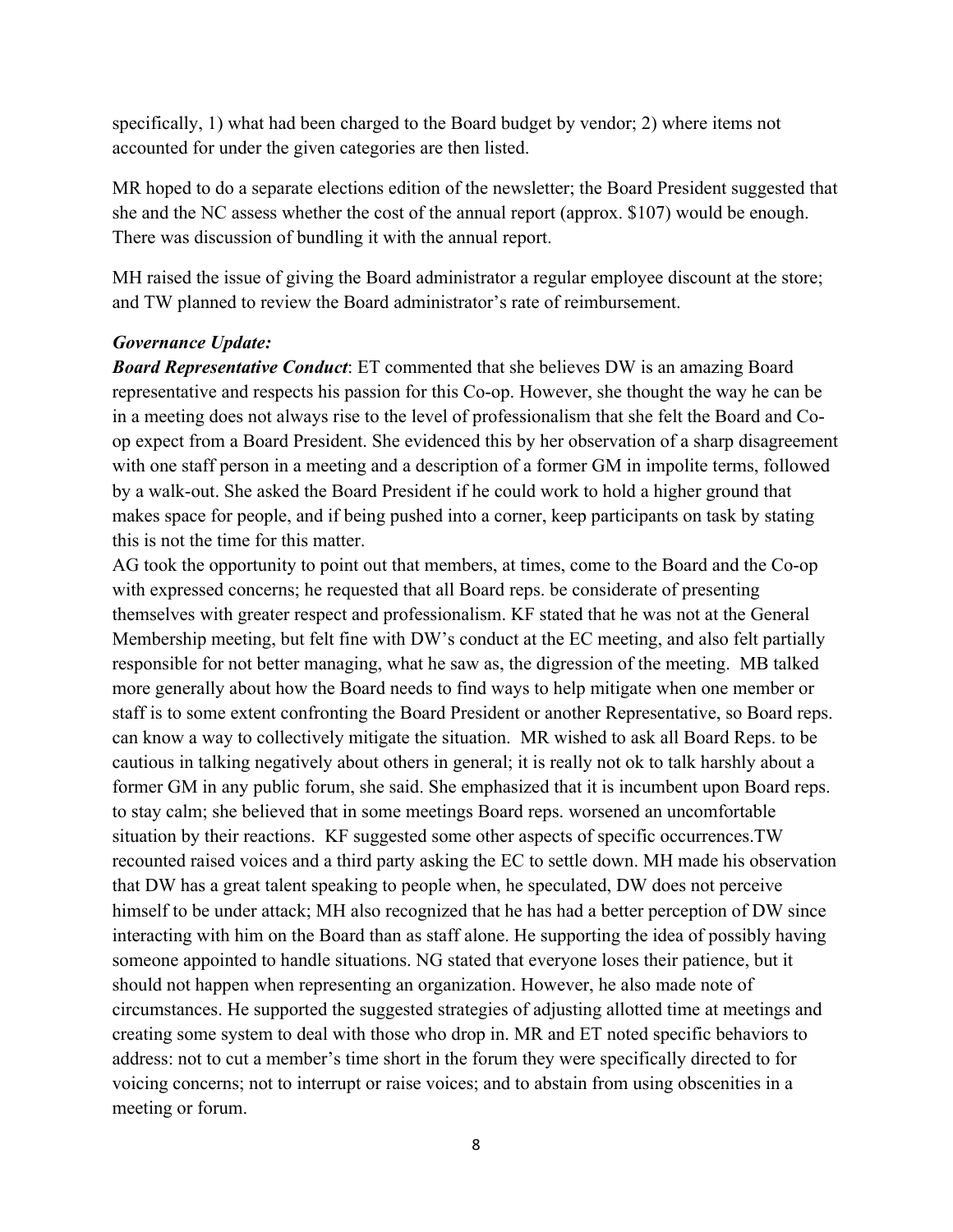specifically, 1) what had been charged to the Board budget by vendor; 2) where items not accounted for under the given categories are then listed.

MR hoped to do a separate elections edition of the newsletter; the Board President suggested that she and the NC assess whether the cost of the annual report (approx. $107) would be enough. There was discussion of bundling it with the annual report.

MH raised the issue of giving the Board administrator a regular employee discount at the store; and TW planned to review the Board administrator's rate of reimbursement.

***Governance Update:***

***Board Representative Conduct***: ET commented that she believes DW is an amazing Board representative and respects his passion for this Co-op. However, she thought the way he can be in a meeting does not always rise to the level of professionalism that she felt the Board and Co-op expect from a Board President. She evidenced this by her observation of a sharp disagreement with one staff person in a meeting and a description of a former GM in impolite terms, followed by a walk-out. She asked the Board President if he could work to hold a higher ground that makes space for people, and if being pushed into a corner, keep participants on task by stating this is not the time for this matter.

AG took the opportunity to point out that members, at times, come to the Board and the Co-op with expressed concerns; he requested that all Board reps. be considerate of presenting themselves with greater respect and professionalism. KF stated that he was not at the General Membership meeting, but felt fine with DW's conduct at the EC meeting, and also felt partially responsible for not better managing, what he saw as, the digression of the meeting. MB talked more generally about how the Board needs to find ways to help mitigate when one member or staff is to some extent confronting the Board President or another Representative, so Board reps. can know a way to collectively mitigate the situation. MR wished to ask all Board Reps. to be cautious in talking negatively about others in general; it is really not ok to talk harshly about a former GM in any public forum, she said. She emphasized that it is incumbent upon Board reps. to stay calm; she believed that in some meetings Board reps. worsened an uncomfortable situation by their reactions. KF suggested some other aspects of specific occurrences.TW recounted raised voices and a third party asking the EC to settle down. MH made his observation that DW has a great talent speaking to people when, he speculated, DW does not perceive himself to be under attack; MH also recognized that he has had a better perception of DW since interacting with him on the Board than as staff alone. He supporting the idea of possibly having someone appointed to handle situations. NG stated that everyone loses their patience, but it should not happen when representing an organization. However, he also made note of circumstances. He supported the suggested strategies of adjusting allotted time at meetings and creating some system to deal with those who drop in. MR and ET noted specific behaviors to address: not to cut a member's time short in the forum they were specifically directed to for voicing concerns; not to interrupt or raise voices; and to abstain from using obscenities in a meeting or forum.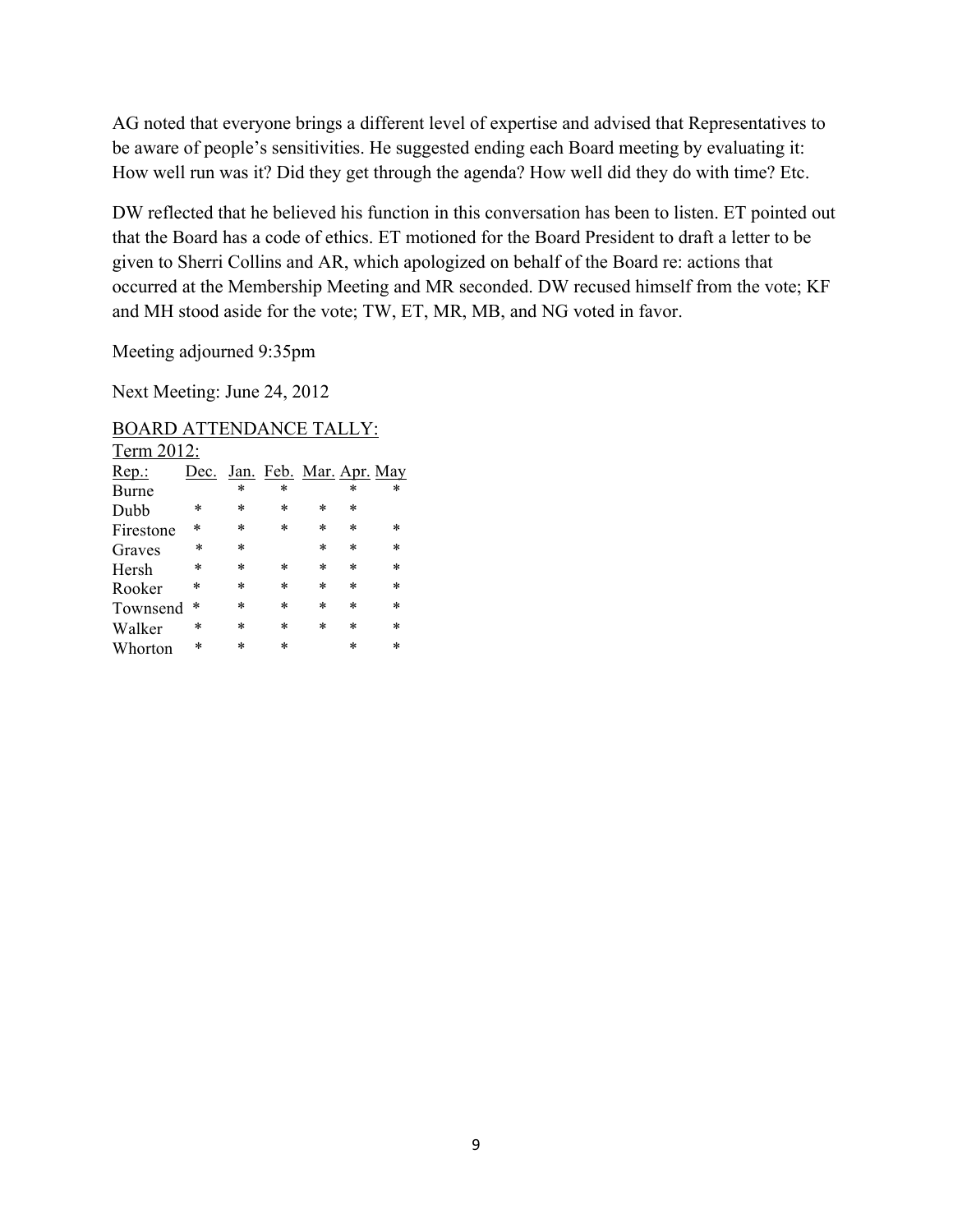AG noted that everyone brings a different level of expertise and advised that Representatives to be aware of people's sensitivities. He suggested ending each Board meeting by evaluating it: How well run was it? Did they get through the agenda? How well did they do with time? Etc.

DW reflected that he believed his function in this conversation has been to listen. ET pointed out that the Board has a code of ethics. ET motioned for the Board President to draft a letter to be given to Sherri Collins and AR, which apologized on behalf of the Board re: actions that occurred at the Membership Meeting and MR seconded. DW recused himself from the vote; KF and MH stood aside for the vote; TW, ET, MR, MB, and NG voted in favor.

Meeting adjourned 9:35pm

Next Meeting: June 24, 2012

BOARD ATTENDANCE TALLY:

Term 2012:

| Rep.: | Dec. | Jan. | Feb. | Mar. | Apr. | May |
|---|---|---|---|---|---|---|
| Burne | | * | * | | * | * |
| Dubb | * | * | * | * | * | |
| Firestone | * | * | * | * | * | * |
| Graves | * | * | | * | * | * |
| Hersh | * | * | * | * | * | * |
| Rooker | * | * | * | * | * | * |
| Townsend | * | * | * | * | * | * |
| Walker | * | * | * | * | * | * |
| Whorton | * | * | * | | * | * |